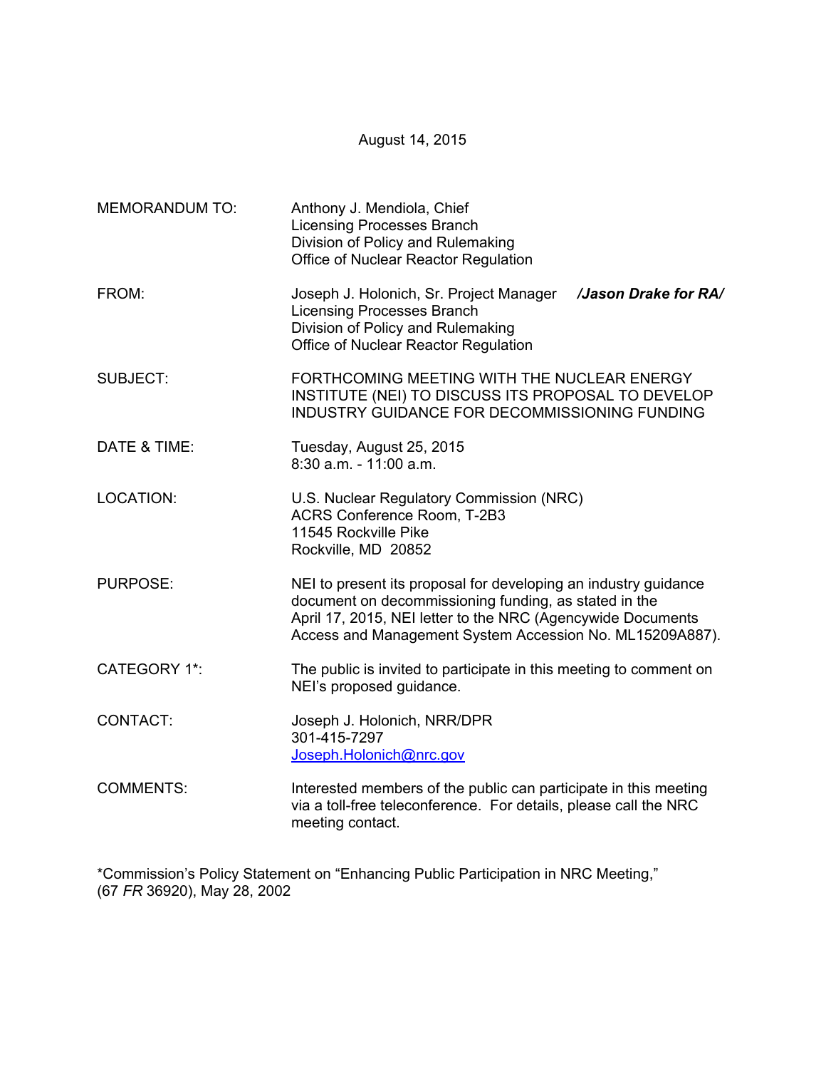August 14, 2015

MEMORANDUM TO: Anthony J. Mendiola, Chief
Licensing Processes Branch
Division of Policy and Rulemaking
Office of Nuclear Reactor Regulation

FROM: Joseph J. Holonich, Sr. Project Manager ***/Jason Drake for RA/***
Licensing Processes Branch
Division of Policy and Rulemaking
Office of Nuclear Reactor Regulation

SUBJECT: FORTHCOMING MEETING WITH THE NUCLEAR ENERGY INSTITUTE (NEI) TO DISCUSS ITS PROPOSAL TO DEVELOP INDUSTRY GUIDANCE FOR DECOMMISSIONING FUNDING

DATE & TIME: Tuesday, August 25, 2015
8:30 a.m. - 11:00 a.m.

LOCATION: U.S. Nuclear Regulatory Commission (NRC)
ACRS Conference Room, T-2B3
11545 Rockville Pike
Rockville, MD 20852

PURPOSE: NEI to present its proposal for developing an industry guidance document on decommissioning funding, as stated in the April 17, 2015, NEI letter to the NRC (Agencywide Documents Access and Management System Accession No. ML15209A887).

CATEGORY 1*: The public is invited to participate in this meeting to comment on NEI's proposed guidance.

CONTACT: Joseph J. Holonich, NRR/DPR
301-415-7297
Joseph.Holonich@nrc.gov

COMMENTS: Interested members of the public can participate in this meeting via a toll-free teleconference. For details, please call the NRC meeting contact.

*Commission's Policy Statement on "Enhancing Public Participation in NRC Meeting," (67 *FR* 36920), May 28, 2002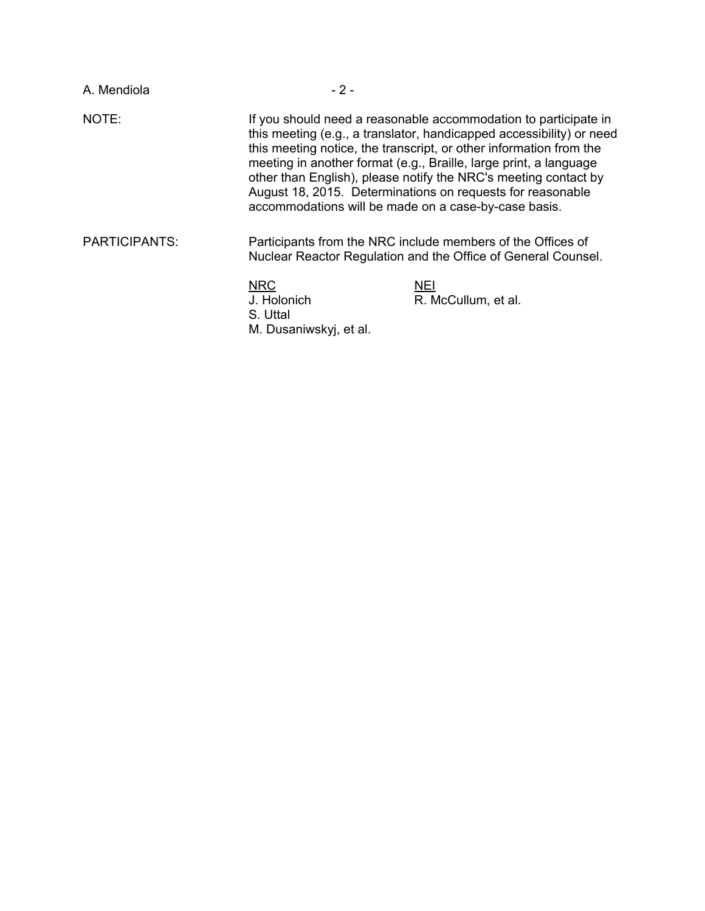NOTE: If you should need a reasonable accommodation to participate in this meeting (e.g., a translator, handicapped accessibility) or need this meeting notice, the transcript, or other information from the meeting in another format (e.g., Braille, large print, a language other than English), please notify the NRC's meeting contact by August 18, 2015. Determinations on requests for reasonable accommodations will be made on a case-by-case basis.

PARTICIPANTS: Participants from the NRC include members of the Offices of Nuclear Reactor Regulation and the Office of General Counsel.

| NRC | NEI |
|---|---|
| J. Holonich | R. McCullum, et al. |
| S. Uttal | |
| M. Dusaniwskyj, et al. | |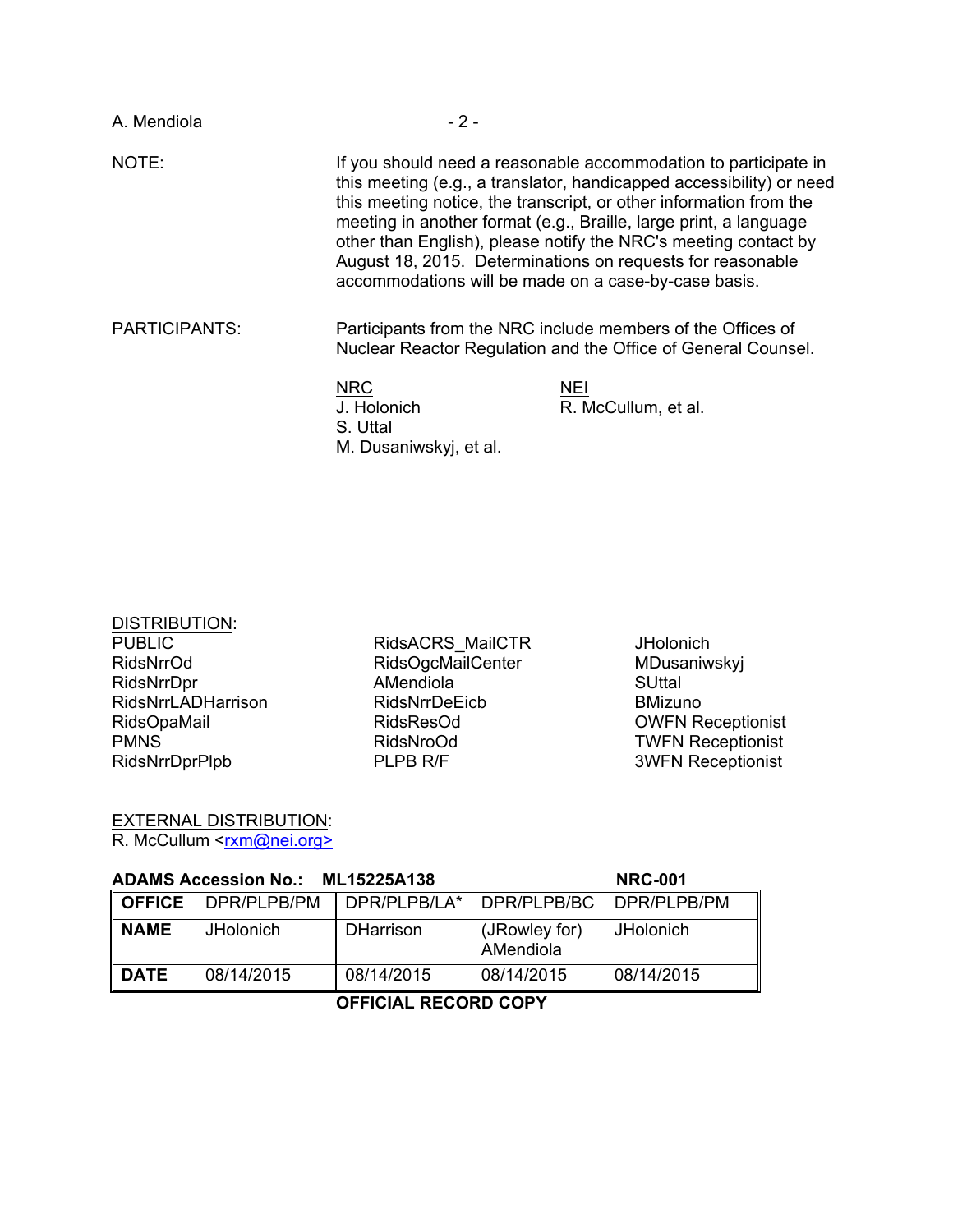NOTE: If you should need a reasonable accommodation to participate in this meeting (e.g., a translator, handicapped accessibility) or need this meeting notice, the transcript, or other information from the meeting in another format (e.g., Braille, large print, a language other than English), please notify the NRC's meeting contact by August 18, 2015. Determinations on requests for reasonable accommodations will be made on a case-by-case basis.

PARTICIPANTS: Participants from the NRC include members of the Offices of Nuclear Reactor Regulation and the Office of General Counsel.

| NRC | NEI |
|---|---|
| J. Holonich | R. McCullum, et al. |
| S. Uttal | |
| M. Dusaniwskyj, et al. | |

DISTRIBUTION:

| | | |
|---|---|---|
| PUBLIC | RidsACRS_MailCTR | JHolonich |
| RidsNrrOd | RidsOgcMailCenter | MDusaniwskyj |
| RidsNrrDpr | AMendiola | SUttal |
| RidsNrrLADHarrison | RidsNrrDeEicb | BMizuno |
| RidsOpaMail | RidsResOd | OWFN Receptionist |
| PMNS | RidsNroOd | TWFN Receptionist |
| RidsNrrDprPlpb | PLPB R/F | 3WFN Receptionist |

EXTERNAL DISTRIBUTION:
R. McCullum <rxm@nei.org>

**ADAMS Accession No.: ML15225A138** **NRC-001**

| OFFICE | DPR/PLPB/PM | DPR/PLPB/LA* | DPR/PLPB/BC | DPR/PLPB/PM |
|---|---|---|---|---|
| NAME | JHolonich | DHarrison | (JRowley for) AMendiola | JHolonich |
| DATE | 08/14/2015 | 08/14/2015 | 08/14/2015 | 08/14/2015 |

**OFFICIAL RECORD COPY**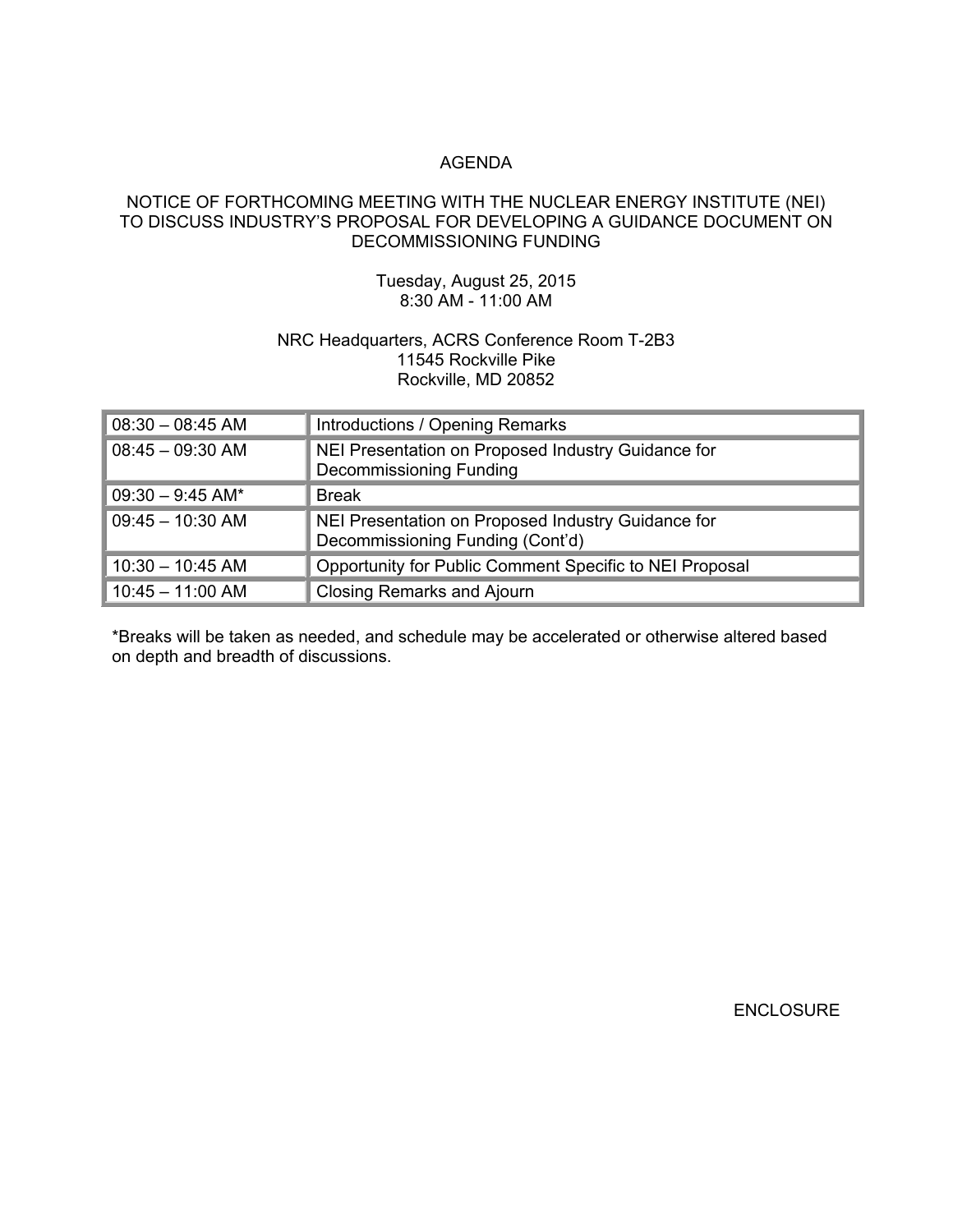# AGENDA

## NOTICE OF FORTHCOMING MEETING WITH THE NUCLEAR ENERGY INSTITUTE (NEI) TO DISCUSS INDUSTRY'S PROPOSAL FOR DEVELOPING A GUIDANCE DOCUMENT ON DECOMMISSIONING FUNDING

Tuesday, August 25, 2015
8:30 AM - 11:00 AM

NRC Headquarters, ACRS Conference Room T-2B3
11545 Rockville Pike
Rockville, MD 20852

| | |
|---|---|
| 08:30 – 08:45 AM | Introductions / Opening Remarks |
| 08:45 – 09:30 AM | NEI Presentation on Proposed Industry Guidance for Decommissioning Funding |
| 09:30 – 9:45 AM* | Break |
| 09:45 – 10:30 AM | NEI Presentation on Proposed Industry Guidance for Decommissioning Funding (Cont'd) |
| 10:30 – 10:45 AM | Opportunity for Public Comment Specific to NEI Proposal |
| 10:45 – 11:00 AM | Closing Remarks and Ajourn |

*Breaks will be taken as needed, and schedule may be accelerated or otherwise altered based on depth and breadth of discussions.

ENCLOSURE